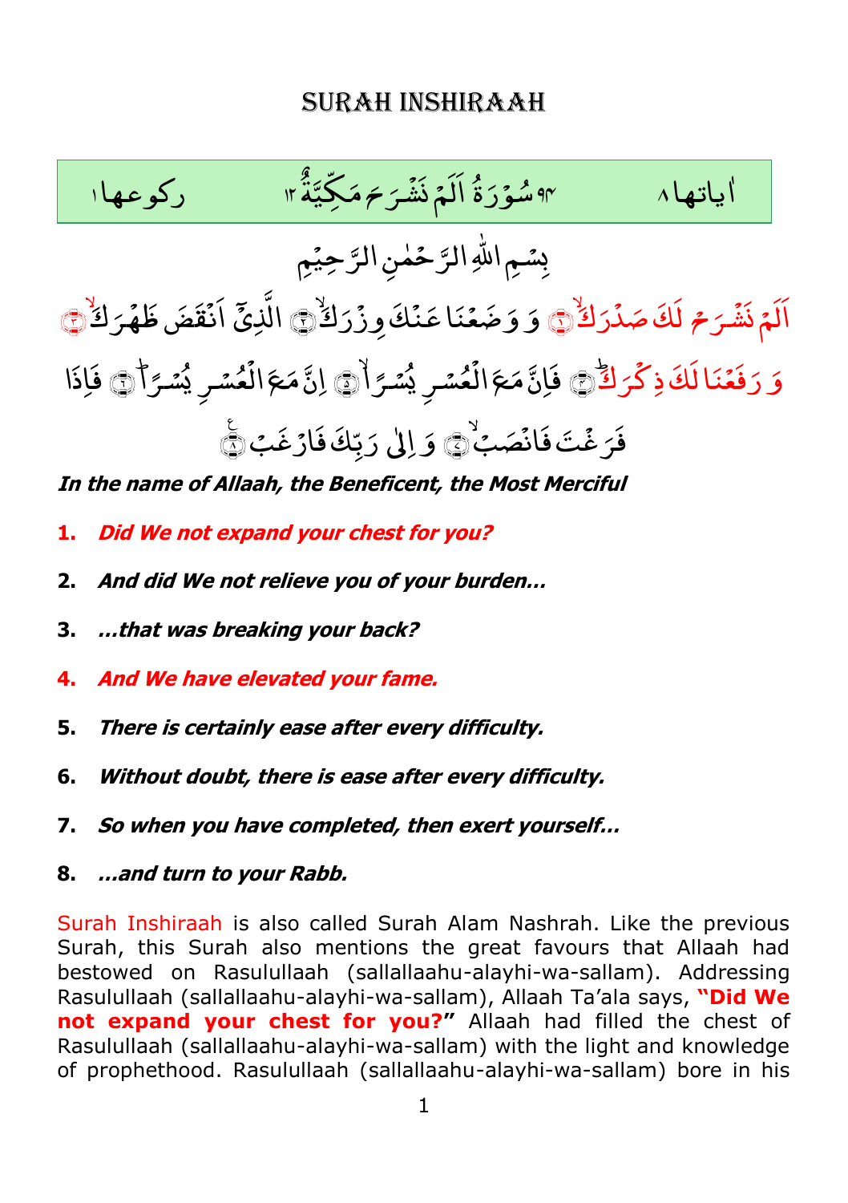# SURAH INSHIRAAH

| اٰياتها ٨ | ٩٤ سُوْرَةُ اَلَمْ نَشْرَحْ مَكِّيَّةٌ ١٢ | ركوعها ١ |
|---|---|---|

بِسْمِ اللّٰهِ الرَّحْمٰنِ الرَّحِيْمِ

اَلَمْ نَشْرَحْ لَكَ صَدْرَكَۙ ﴿١﴾ وَ وَضَعْنَا عَنْكَ وِزْرَكَۙ ﴿٢﴾ الَّذِيْۤ اَنْقَضَ ظَهْرَكَۙ ﴿٣﴾ وَ رَفَعْنَا لَكَ ذِكْرَكَؕ ﴿٤﴾ فَاِنَّ مَعَ الْعُسْرِ يُسْرًاۙ ﴿٥﴾ اِنَّ مَعَ الْعُسْرِ يُسْرًاؕ ﴿٦﴾ فَاِذَا فَرَغْتَ فَانْصَبْۙ ﴿٧﴾ وَ اِلٰى رَبِّكَ فَارْغَبْ ﴿٨﴾

***In the name of Allaah, the Beneficent, the Most Merciful***

1. ***Did We not expand your chest for you?***
2. ***And did We not relieve you of your burden…***
3. ***…that was breaking your back?***
4. ***And We have elevated your fame.***
5. ***There is certainly ease after every difficulty.***
6. ***Without doubt, there is ease after every difficulty.***
7. ***So when you have completed, then exert yourself…***
8. ***…and turn to your Rabb.***

Surah Inshiraah is also called Surah Alam Nashrah. Like the previous Surah, this Surah also mentions the great favours that Allaah had bestowed on Rasulullaah (sallallaahu-alayhi-wa-sallam). Addressing Rasulullaah (sallallaahu-alayhi-wa-sallam), Allaah Ta'ala says, **"Did We not expand your chest for you?"** Allaah had filled the chest of Rasulullaah (sallallaahu-alayhi-wa-sallam) with the light and knowledge of prophethood. Rasulullaah (sallallaahu-alayhi-wa-sallam) bore in his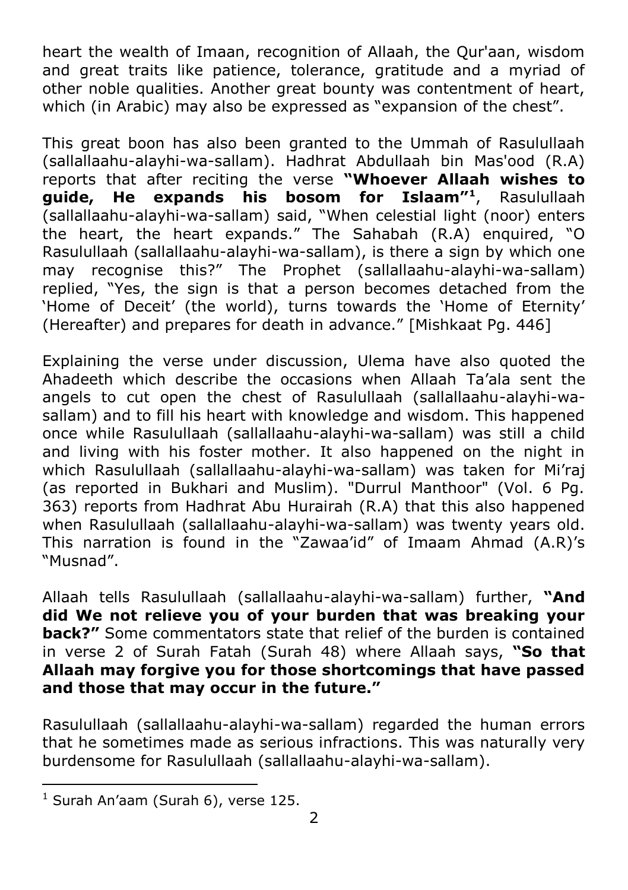heart the wealth of Imaan, recognition of Allaah, the Qur'aan, wisdom and great traits like patience, tolerance, gratitude and a myriad of other noble qualities. Another great bounty was contentment of heart, which (in Arabic) may also be expressed as "expansion of the chest".

This great boon has also been granted to the Ummah of Rasulullaah (sallallaahu-alayhi-wa-sallam). Hadhrat Abdullaah bin Mas'ood (R.A) reports that after reciting the verse **"Whoever Allaah wishes to guide, He expands his bosom for Islaam"**[1], Rasulullaah (sallallaahu-alayhi-wa-sallam) said, "When celestial light (noor) enters the heart, the heart expands." The Sahabah (R.A) enquired, "O Rasulullaah (sallallaahu-alayhi-wa-sallam), is there a sign by which one may recognise this?" The Prophet (sallallaahu-alayhi-wa-sallam) replied, "Yes, the sign is that a person becomes detached from the 'Home of Deceit' (the world), turns towards the 'Home of Eternity' (Hereafter) and prepares for death in advance." [Mishkaat Pg. 446]

Explaining the verse under discussion, Ulema have also quoted the Ahadeeth which describe the occasions when Allaah Ta'ala sent the angels to cut open the chest of Rasulullaah (sallallaahu-alayhi-wa-sallam) and to fill his heart with knowledge and wisdom. This happened once while Rasulullaah (sallallaahu-alayhi-wa-sallam) was still a child and living with his foster mother. It also happened on the night in which Rasulullaah (sallallaahu-alayhi-wa-sallam) was taken for Mi'raj (as reported in Bukhari and Muslim). "Durrul Manthoor" (Vol. 6 Pg. 363) reports from Hadhrat Abu Hurairah (R.A) that this also happened when Rasulullaah (sallallaahu-alayhi-wa-sallam) was twenty years old. This narration is found in the "Zawaa'id" of Imaam Ahmad (A.R)'s "Musnad".

Allaah tells Rasulullaah (sallallaahu-alayhi-wa-sallam) further, **"And did We not relieve you of your burden that was breaking your back?"** Some commentators state that relief of the burden is contained in verse 2 of Surah Fatah (Surah 48) where Allaah says, **"So that Allaah may forgive you for those shortcomings that have passed and those that may occur in the future."**

Rasulullaah (sallallaahu-alayhi-wa-sallam) regarded the human errors that he sometimes made as serious infractions. This was naturally very burdensome for Rasulullaah (sallallaahu-alayhi-wa-sallam).

---

[1] Surah An'aam (Surah 6), verse 125.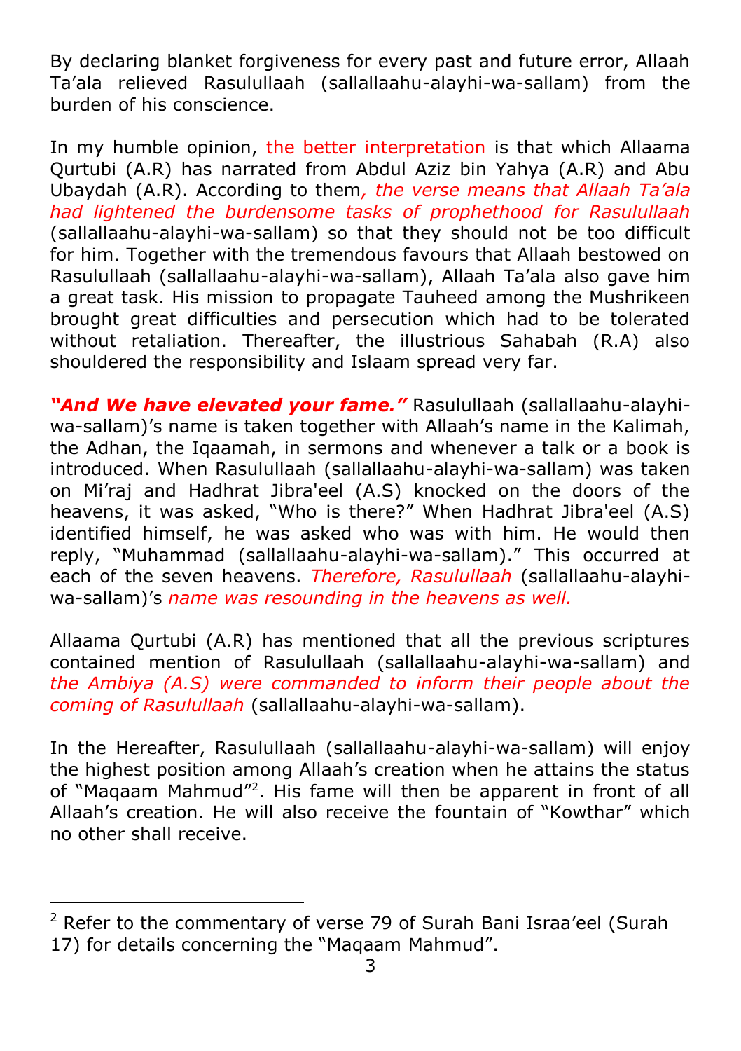By declaring blanket forgiveness for every past and future error, Allaah Ta'ala relieved Rasulullaah (sallallaahu-alayhi-wa-sallam) from the burden of his conscience.

In my humble opinion, the better interpretation is that which Allaama Qurtubi (A.R) has narrated from Abdul Aziz bin Yahya (A.R) and Abu Ubaydah (A.R). According to them*, the verse means that Allaah Ta'ala had lightened the burdensome tasks of prophethood for Rasulullaah* (sallallaahu-alayhi-wa-sallam) so that they should not be too difficult for him. Together with the tremendous favours that Allaah bestowed on Rasulullaah (sallallaahu-alayhi-wa-sallam), Allaah Ta'ala also gave him a great task. His mission to propagate Tauheed among the Mushrikeen brought great difficulties and persecution which had to be tolerated without retaliation. Thereafter, the illustrious Sahabah (R.A) also shouldered the responsibility and Islaam spread very far.

***"And We have elevated your fame."*** Rasulullaah (sallallaahu-alayhi-wa-sallam)'s name is taken together with Allaah's name in the Kalimah, the Adhan, the Iqaamah, in sermons and whenever a talk or a book is introduced. When Rasulullaah (sallallaahu-alayhi-wa-sallam) was taken on Mi'raj and Hadhrat Jibra'eel (A.S) knocked on the doors of the heavens, it was asked, "Who is there?" When Hadhrat Jibra'eel (A.S) identified himself, he was asked who was with him. He would then reply, "Muhammad (sallallaahu-alayhi-wa-sallam)." This occurred at each of the seven heavens. *Therefore, Rasulullaah* (sallallaahu-alayhi-wa-sallam)'s *name was resounding in the heavens as well.*

Allaama Qurtubi (A.R) has mentioned that all the previous scriptures contained mention of Rasulullaah (sallallaahu-alayhi-wa-sallam) and *the Ambiya (A.S) were commanded to inform their people about the coming of Rasulullaah* (sallallaahu-alayhi-wa-sallam).

In the Hereafter, Rasulullaah (sallallaahu-alayhi-wa-sallam) will enjoy the highest position among Allaah's creation when he attains the status of "Maqaam Mahmud"[2]. His fame will then be apparent in front of all Allaah's creation. He will also receive the fountain of "Kowthar" which no other shall receive.

---

[2] Refer to the commentary of verse 79 of Surah Bani Israa'eel (Surah 17) for details concerning the "Maqaam Mahmud".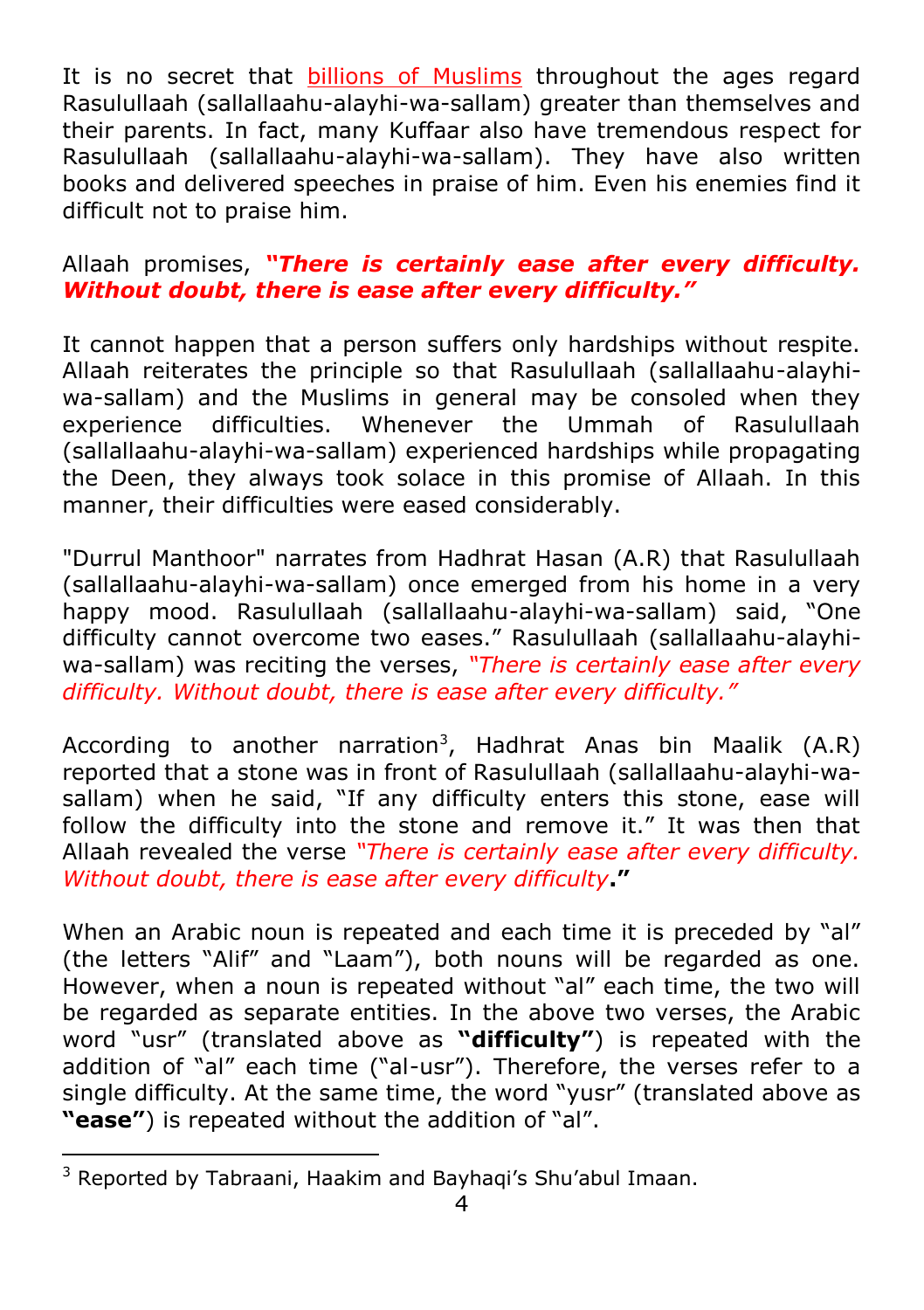It is no secret that billions of Muslims throughout the ages regard Rasulullaah (sallallaahu-alayhi-wa-sallam) greater than themselves and their parents. In fact, many Kuffaar also have tremendous respect for Rasulullaah (sallallaahu-alayhi-wa-sallam). They have also written books and delivered speeches in praise of him. Even his enemies find it difficult not to praise him.

Allaah promises, ***"There is certainly ease after every difficulty. Without doubt, there is ease after every difficulty."***

It cannot happen that a person suffers only hardships without respite. Allaah reiterates the principle so that Rasulullaah (sallallaahu-alayhi-wa-sallam) and the Muslims in general may be consoled when they experience difficulties. Whenever the Ummah of Rasulullaah (sallallaahu-alayhi-wa-sallam) experienced hardships while propagating the Deen, they always took solace in this promise of Allaah. In this manner, their difficulties were eased considerably.

"Durrul Manthoor" narrates from Hadhrat Hasan (A.R) that Rasulullaah (sallallaahu-alayhi-wa-sallam) once emerged from his home in a very happy mood. Rasulullaah (sallallaahu-alayhi-wa-sallam) said, "One difficulty cannot overcome two eases." Rasulullaah (sallallaahu-alayhi-wa-sallam) was reciting the verses, *"There is certainly ease after every difficulty. Without doubt, there is ease after every difficulty."*

According to another narration[3], Hadhrat Anas bin Maalik (A.R) reported that a stone was in front of Rasulullaah (sallallaahu-alayhi-wa-sallam) when he said, "If any difficulty enters this stone, ease will follow the difficulty into the stone and remove it." It was then that Allaah revealed the verse *"There is certainly ease after every difficulty. Without doubt, there is ease after every difficulty***."**

When an Arabic noun is repeated and each time it is preceded by "al" (the letters "Alif" and "Laam"), both nouns will be regarded as one. However, when a noun is repeated without "al" each time, the two will be regarded as separate entities. In the above two verses, the Arabic word "usr" (translated above as **"difficulty"**) is repeated with the addition of "al" each time ("al-usr"). Therefore, the verses refer to a single difficulty. At the same time, the word "yusr" (translated above as **"ease"**) is repeated without the addition of "al".

[3] Reported by Tabraani, Haakim and Bayhaqi's Shu'abul Imaan.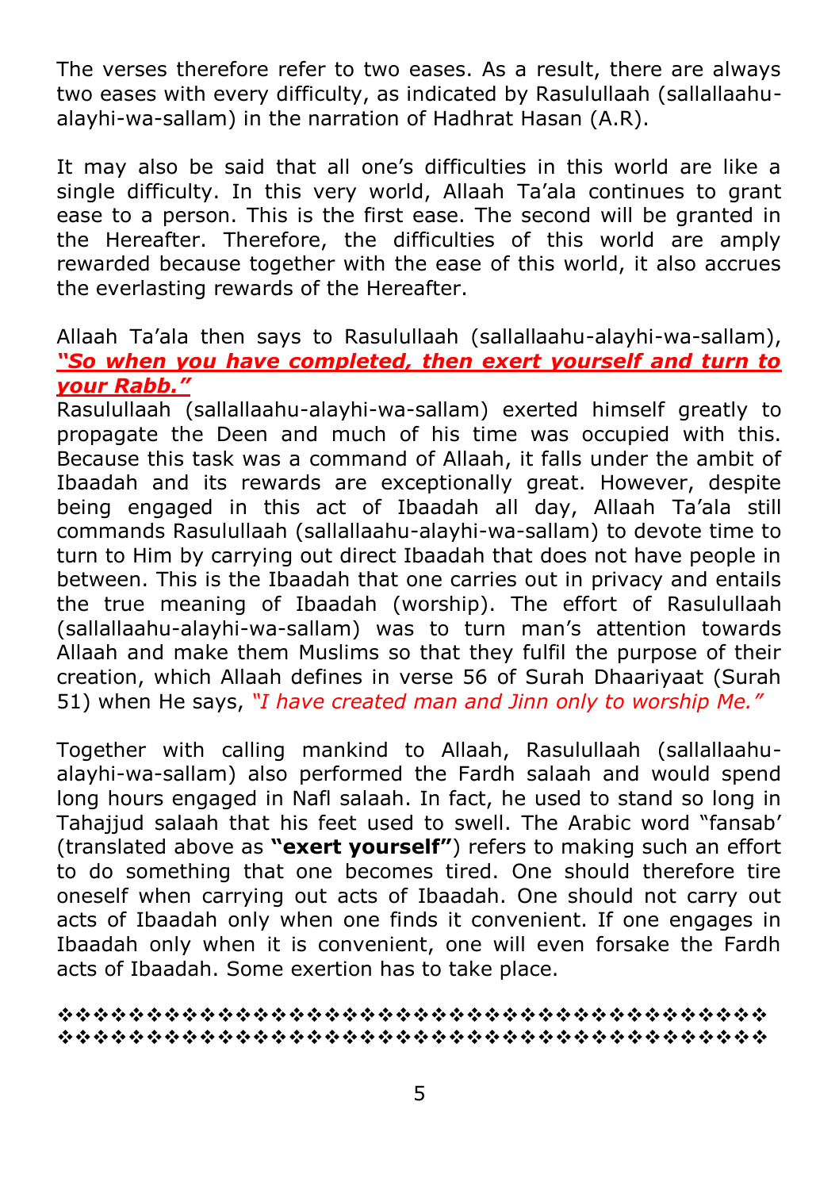The verses therefore refer to two eases. As a result, there are always two eases with every difficulty, as indicated by Rasulullaah (sallallaahu-alayhi-wa-sallam) in the narration of Hadhrat Hasan (A.R).

It may also be said that all one's difficulties in this world are like a single difficulty. In this very world, Allaah Ta'ala continues to grant ease to a person. This is the first ease. The second will be granted in the Hereafter. Therefore, the difficulties of this world are amply rewarded because together with the ease of this world, it also accrues the everlasting rewards of the Hereafter.

Allaah Ta'ala then says to Rasulullaah (sallallaahu-alayhi-wa-sallam), ***"So when you have completed, then exert yourself and turn to your Rabb."***

Rasulullaah (sallallaahu-alayhi-wa-sallam) exerted himself greatly to propagate the Deen and much of his time was occupied with this. Because this task was a command of Allaah, it falls under the ambit of Ibaadah and its rewards are exceptionally great. However, despite being engaged in this act of Ibaadah all day, Allaah Ta'ala still commands Rasulullaah (sallallaahu-alayhi-wa-sallam) to devote time to turn to Him by carrying out direct Ibaadah that does not have people in between. This is the Ibaadah that one carries out in privacy and entails the true meaning of Ibaadah (worship). The effort of Rasulullaah (sallallaahu-alayhi-wa-sallam) was to turn man's attention towards Allaah and make them Muslims so that they fulfil the purpose of their creation, which Allaah defines in verse 56 of Surah Dhaariyaat (Surah 51) when He says, *"I have created man and Jinn only to worship Me."*

Together with calling mankind to Allaah, Rasulullaah (sallallaahu-alayhi-wa-sallam) also performed the Fardh salaah and would spend long hours engaged in Nafl salaah. In fact, he used to stand so long in Tahajjud salaah that his feet used to swell. The Arabic word "fansab' (translated above as **"exert yourself"**) refers to making such an effort to do something that one becomes tired. One should therefore tire oneself when carrying out acts of Ibaadah. One should not carry out acts of Ibaadah only when one finds it convenient. If one engages in Ibaadah only when it is convenient, one will even forsake the Fardh acts of Ibaadah. Some exertion has to take place.

❖❖❖❖❖❖❖❖❖❖❖❖❖❖❖❖❖❖❖❖❖❖❖❖❖❖❖❖❖❖❖❖❖❖❖❖❖❖❖❖
❖❖❖❖❖❖❖❖❖❖❖❖❖❖❖❖❖❖❖❖❖❖❖❖❖❖❖❖❖❖❖❖❖❖❖❖❖❖❖❖